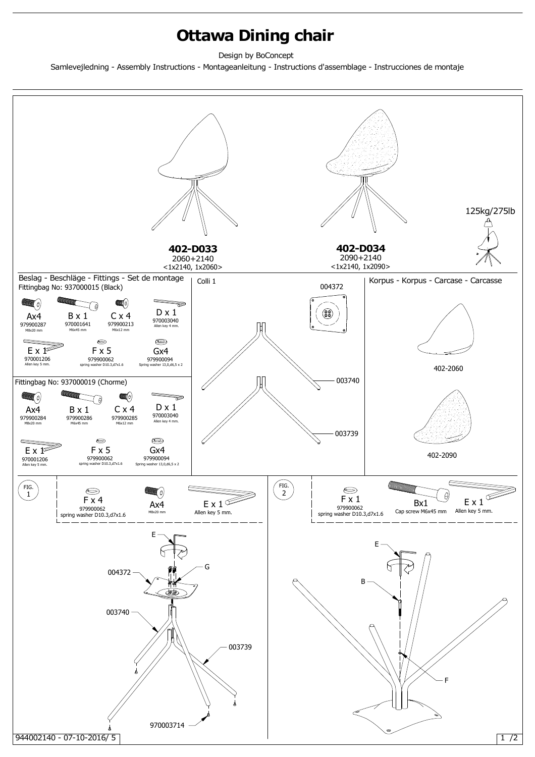# Ottawa Dining chair

Design by BoConcept

Samlevejledning - Assembly Instructions - Montageanleitung - Instructions d'assemblage - Instrucciones de montaje

**402-D033**
2060+2140
<1x2140, 1x2060>

**402-D034**
2090+2140
<1x2140, 1x2090>

125kg/275lb

## Beslag - Beschläge - Fittings - Set de montage

Fittingbag No: 937000015 (Black)

| Part | Qty | No. | Description |
|---|---|---|---|
| A | x4 | 979900287 | M8x20 mm |
| B | x 1 | 970001641 | M6x45 mm |
| C | x 4 | 979900213 | M6x12 mm |
| D | x 1 | 970003040 | Allen key 4 mm. |
| E | x 1 | 970001206 | Allen key 5 mm. |
| F | x 5 | 979900062 | spring washer D10.3,d7x1.6 |
| G | x4 | 979900094 | Spring washer 13,0,d6,5 x 2 |

Fittingbag No: 937000019 (Chorme)

| Part | Qty | No. | Description |
|---|---|---|---|
| A | x4 | 979900284 | M8x20 mm |
| B | x 1 | 979900286 | M6x45 mm |
| C | x 4 | 979900285 | M6x12 mm |
| D | x 1 | 970003040 | Allen key 4 mm. |
| E | x 1 | 970001206 | Allen key 5 mm. |
| F | x 5 | 979900062 | spring washer D10.3,d7x1.6 |
| G | x4 | 979900094 | Spring washer 13,0,d6,5 x 2 |

## Colli 1

004372

003740

003739

## Korpus - Korpus - Carcase - Carcasse

402-2060

402-2090

## FIG. 1

F x 4 — 979900062 — spring washer D10.3,d7x1.6

Ax4 — M8x20 mm

E x 1 — Allen key 5 mm.

E, G, 004372, 003740, 003739, 970003714

## FIG. 2

F x 1 — 979900062 — spring washer D10.3,d7x1.6

Bx1 — Cap screw M6x45 mm

E x 1 — Allen key 5 mm.

E, B, F

944002140 - 07-10-2016/ 5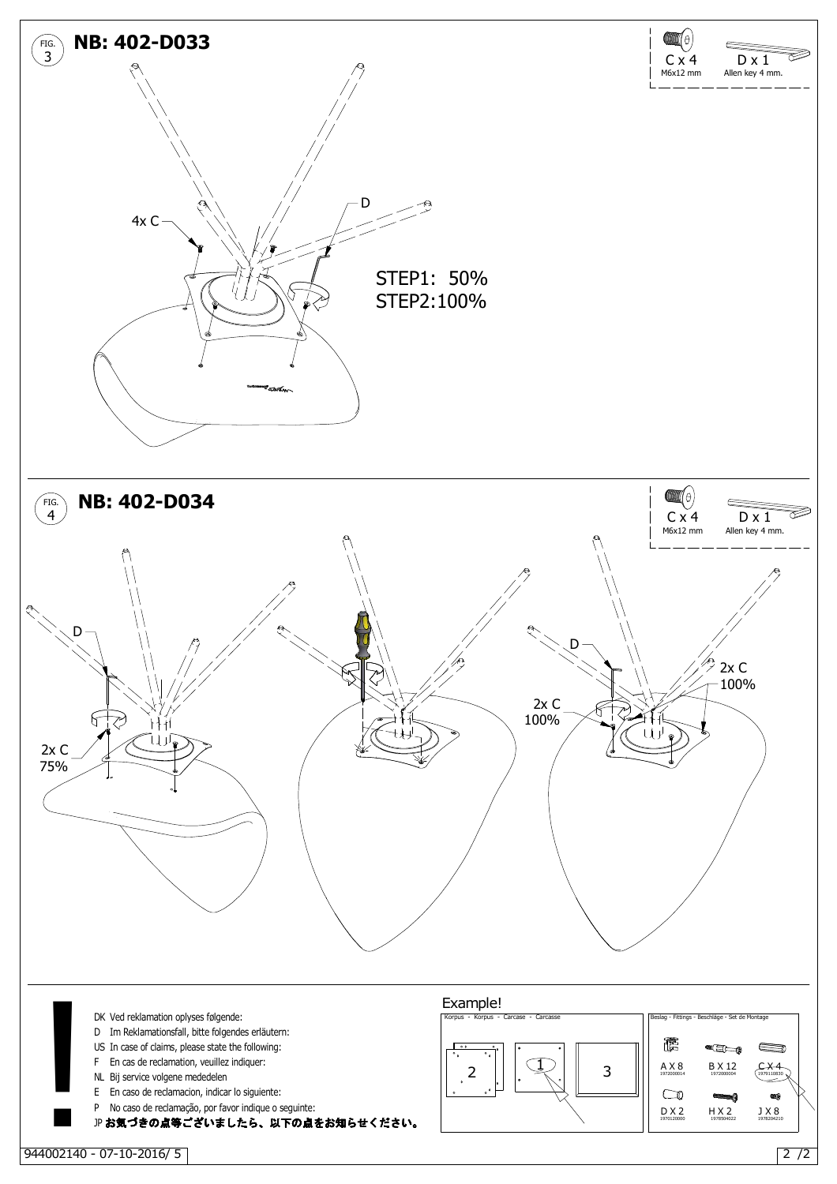FIG. 3

## NB: 402-D033

C x 4
M6x12 mm

D x 1
Allen key 4 mm.

4x C

D

STEP1: 50%
STEP2:100%

FIG. 4

## NB: 402-D034

C x 4
M6x12 mm

D x 1
Allen key 4 mm.

D

2x C
75%

2x C
100%

D

2x C
100%

!

DK Ved reklamation oplyses følgende:
D Im Reklamationsfall, bitte folgendes erläutern:
US In case of claims, please state the following:
F En cas de reclamation, veuillez indiquer:
NL Bij service volgene mededelen
E En caso de reclamacion, indicar lo siguiente:
P No caso de reclamação, por favor indique o seguinte:
JP お気づきの点等ございましたら、以下の点をお知らせください。

Example!

Korpus - Korpus - Carcase - Carcasse

2 1 3

Beslag - Fittings - Beschläge - Set de Montage

A X 8
1972000014

B X 12
1972000004

C X 4
1979110830

D X 2
1970120000

H X 2
1978504022

J X 8
1978204210

944002140 - 07-10-2016/ 5